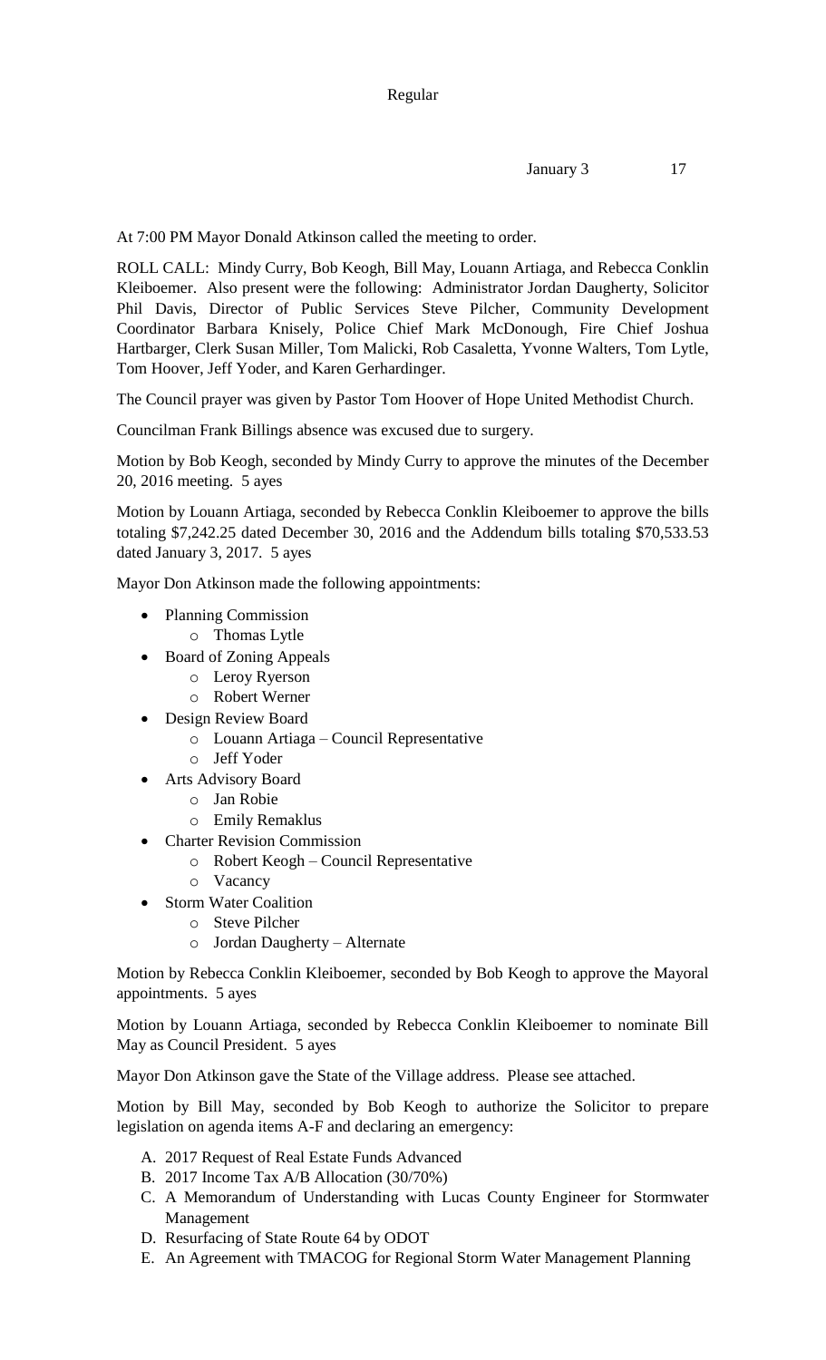Regular

January 3 17

At 7:00 PM Mayor Donald Atkinson called the meeting to order.

ROLL CALL: Mindy Curry, Bob Keogh, Bill May, Louann Artiaga, and Rebecca Conklin Kleiboemer. Also present were the following: Administrator Jordan Daugherty, Solicitor Phil Davis, Director of Public Services Steve Pilcher, Community Development Coordinator Barbara Knisely, Police Chief Mark McDonough, Fire Chief Joshua Hartbarger, Clerk Susan Miller, Tom Malicki, Rob Casaletta, Yvonne Walters, Tom Lytle, Tom Hoover, Jeff Yoder, and Karen Gerhardinger.

The Council prayer was given by Pastor Tom Hoover of Hope United Methodist Church.

Councilman Frank Billings absence was excused due to surgery.

Motion by Bob Keogh, seconded by Mindy Curry to approve the minutes of the December 20, 2016 meeting. 5 ayes

Motion by Louann Artiaga, seconded by Rebecca Conklin Kleiboemer to approve the bills totaling $7,242.25 dated December 30, 2016 and the Addendum bills totaling $70,533.53 dated January 3, 2017. 5 ayes

Mayor Don Atkinson made the following appointments:

- Planning Commission
  - Thomas Lytle
- Board of Zoning Appeals
  - Leroy Ryerson
  - Robert Werner
- Design Review Board
  - Louann Artiaga – Council Representative
  - Jeff Yoder
- Arts Advisory Board
  - Jan Robie
  - Emily Remaklus
- Charter Revision Commission
  - Robert Keogh – Council Representative
  - Vacancy
- Storm Water Coalition
  - Steve Pilcher
  - Jordan Daugherty – Alternate

Motion by Rebecca Conklin Kleiboemer, seconded by Bob Keogh to approve the Mayoral appointments. 5 ayes

Motion by Louann Artiaga, seconded by Rebecca Conklin Kleiboemer to nominate Bill May as Council President. 5 ayes

Mayor Don Atkinson gave the State of the Village address. Please see attached.

Motion by Bill May, seconded by Bob Keogh to authorize the Solicitor to prepare legislation on agenda items A-F and declaring an emergency:

A. 2017 Request of Real Estate Funds Advanced
B. 2017 Income Tax A/B Allocation (30/70%)
C. A Memorandum of Understanding with Lucas County Engineer for Stormwater Management
D. Resurfacing of State Route 64 by ODOT
E. An Agreement with TMACOG for Regional Storm Water Management Planning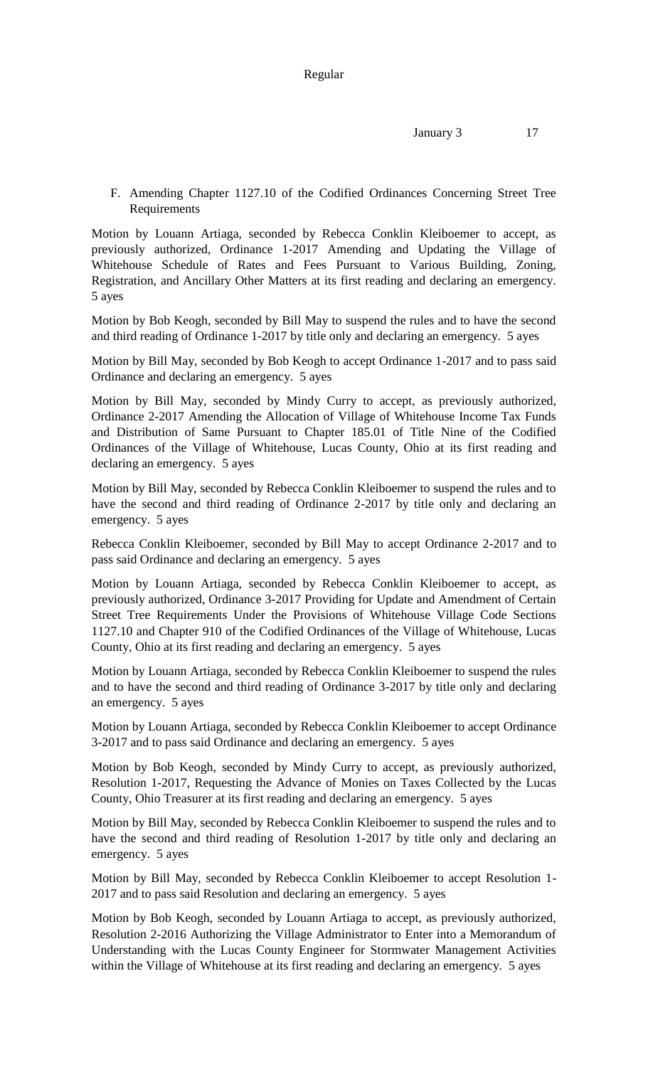F. Amending Chapter 1127.10 of the Codified Ordinances Concerning Street Tree Requirements

Motion by Louann Artiaga, seconded by Rebecca Conklin Kleiboemer to accept, as previously authorized, Ordinance 1-2017 Amending and Updating the Village of Whitehouse Schedule of Rates and Fees Pursuant to Various Building, Zoning, Registration, and Ancillary Other Matters at its first reading and declaring an emergency. 5 ayes

Motion by Bob Keogh, seconded by Bill May to suspend the rules and to have the second and third reading of Ordinance 1-2017 by title only and declaring an emergency. 5 ayes

Motion by Bill May, seconded by Bob Keogh to accept Ordinance 1-2017 and to pass said Ordinance and declaring an emergency. 5 ayes

Motion by Bill May, seconded by Mindy Curry to accept, as previously authorized, Ordinance 2-2017 Amending the Allocation of Village of Whitehouse Income Tax Funds and Distribution of Same Pursuant to Chapter 185.01 of Title Nine of the Codified Ordinances of the Village of Whitehouse, Lucas County, Ohio at its first reading and declaring an emergency. 5 ayes

Motion by Bill May, seconded by Rebecca Conklin Kleiboemer to suspend the rules and to have the second and third reading of Ordinance 2-2017 by title only and declaring an emergency. 5 ayes

Rebecca Conklin Kleiboemer, seconded by Bill May to accept Ordinance 2-2017 and to pass said Ordinance and declaring an emergency. 5 ayes

Motion by Louann Artiaga, seconded by Rebecca Conklin Kleiboemer to accept, as previously authorized, Ordinance 3-2017 Providing for Update and Amendment of Certain Street Tree Requirements Under the Provisions of Whitehouse Village Code Sections 1127.10 and Chapter 910 of the Codified Ordinances of the Village of Whitehouse, Lucas County, Ohio at its first reading and declaring an emergency. 5 ayes

Motion by Louann Artiaga, seconded by Rebecca Conklin Kleiboemer to suspend the rules and to have the second and third reading of Ordinance 3-2017 by title only and declaring an emergency. 5 ayes

Motion by Louann Artiaga, seconded by Rebecca Conklin Kleiboemer to accept Ordinance 3-2017 and to pass said Ordinance and declaring an emergency. 5 ayes

Motion by Bob Keogh, seconded by Mindy Curry to accept, as previously authorized, Resolution 1-2017, Requesting the Advance of Monies on Taxes Collected by the Lucas County, Ohio Treasurer at its first reading and declaring an emergency. 5 ayes

Motion by Bill May, seconded by Rebecca Conklin Kleiboemer to suspend the rules and to have the second and third reading of Resolution 1-2017 by title only and declaring an emergency. 5 ayes

Motion by Bill May, seconded by Rebecca Conklin Kleiboemer to accept Resolution 1-2017 and to pass said Resolution and declaring an emergency. 5 ayes

Motion by Bob Keogh, seconded by Louann Artiaga to accept, as previously authorized, Resolution 2-2016 Authorizing the Village Administrator to Enter into a Memorandum of Understanding with the Lucas County Engineer for Stormwater Management Activities within the Village of Whitehouse at its first reading and declaring an emergency. 5 ayes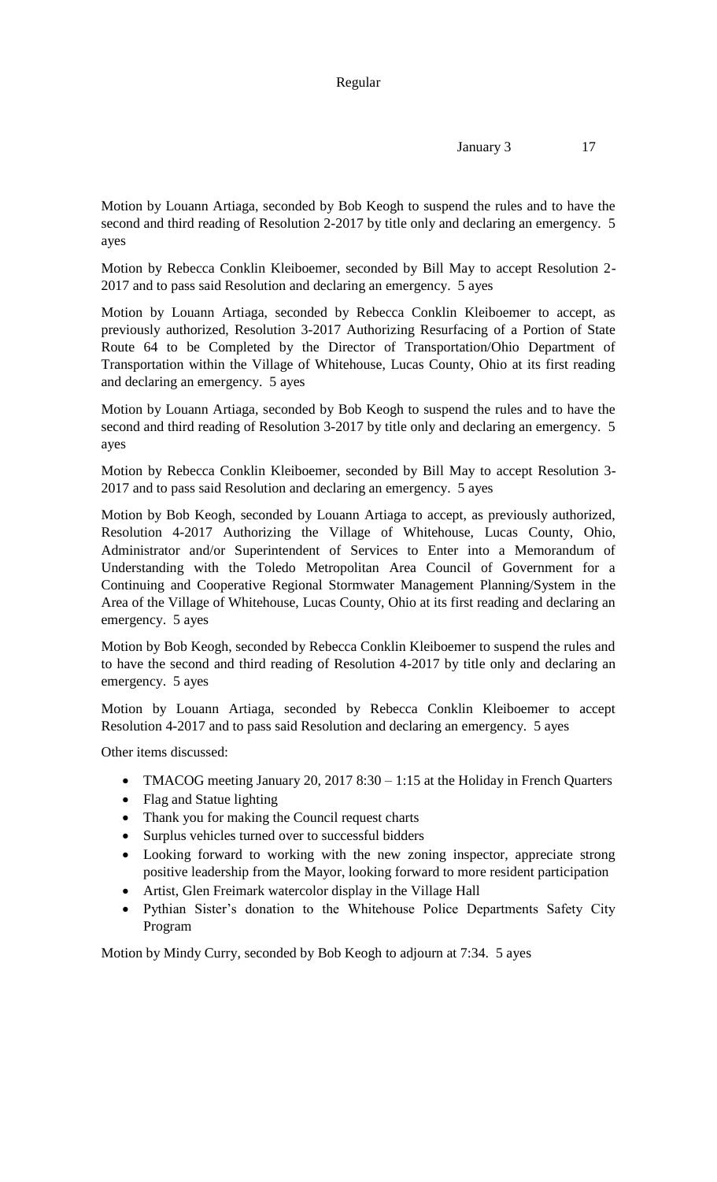Motion by Louann Artiaga, seconded by Bob Keogh to suspend the rules and to have the second and third reading of Resolution 2-2017 by title only and declaring an emergency. 5 ayes

Motion by Rebecca Conklin Kleiboemer, seconded by Bill May to accept Resolution 2-2017 and to pass said Resolution and declaring an emergency. 5 ayes

Motion by Louann Artiaga, seconded by Rebecca Conklin Kleiboemer to accept, as previously authorized, Resolution 3-2017 Authorizing Resurfacing of a Portion of State Route 64 to be Completed by the Director of Transportation/Ohio Department of Transportation within the Village of Whitehouse, Lucas County, Ohio at its first reading and declaring an emergency. 5 ayes

Motion by Louann Artiaga, seconded by Bob Keogh to suspend the rules and to have the second and third reading of Resolution 3-2017 by title only and declaring an emergency. 5 ayes

Motion by Rebecca Conklin Kleiboemer, seconded by Bill May to accept Resolution 3-2017 and to pass said Resolution and declaring an emergency. 5 ayes

Motion by Bob Keogh, seconded by Louann Artiaga to accept, as previously authorized, Resolution 4-2017 Authorizing the Village of Whitehouse, Lucas County, Ohio, Administrator and/or Superintendent of Services to Enter into a Memorandum of Understanding with the Toledo Metropolitan Area Council of Government for a Continuing and Cooperative Regional Stormwater Management Planning/System in the Area of the Village of Whitehouse, Lucas County, Ohio at its first reading and declaring an emergency. 5 ayes

Motion by Bob Keogh, seconded by Rebecca Conklin Kleiboemer to suspend the rules and to have the second and third reading of Resolution 4-2017 by title only and declaring an emergency. 5 ayes

Motion by Louann Artiaga, seconded by Rebecca Conklin Kleiboemer to accept Resolution 4-2017 and to pass said Resolution and declaring an emergency. 5 ayes

Other items discussed:

- TMACOG meeting January 20, 2017 8:30 – 1:15 at the Holiday in French Quarters
- Flag and Statue lighting
- Thank you for making the Council request charts
- Surplus vehicles turned over to successful bidders
- Looking forward to working with the new zoning inspector, appreciate strong positive leadership from the Mayor, looking forward to more resident participation
- Artist, Glen Freimark watercolor display in the Village Hall
- Pythian Sister's donation to the Whitehouse Police Departments Safety City Program

Motion by Mindy Curry, seconded by Bob Keogh to adjourn at 7:34. 5 ayes